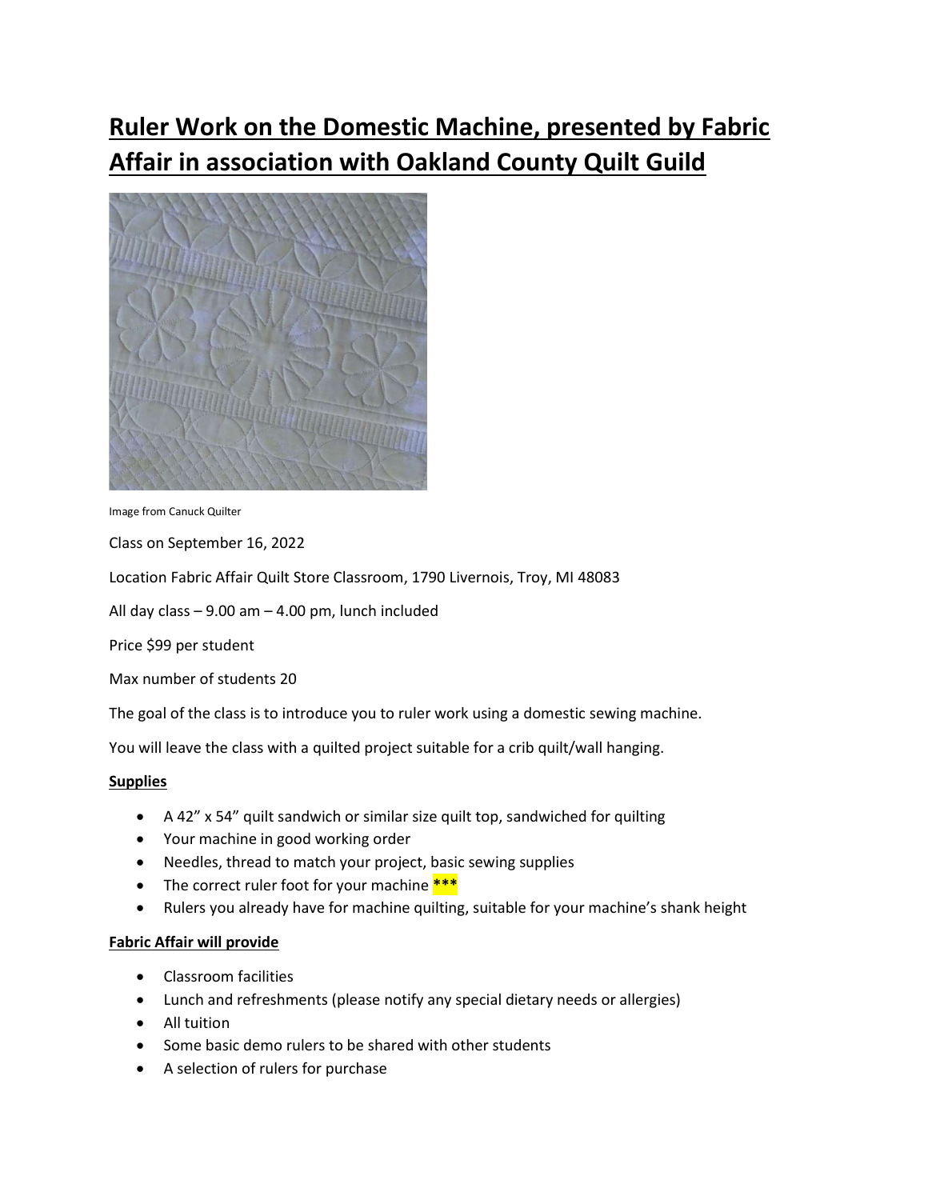# **Ruler Work on the Domestic Machine, presented by Fabric Affair in association with Oakland County Quilt Guild**

Image from Canuck Quilter

Class on September 16, 2022

Location Fabric Affair Quilt Store Classroom, 1790 Livernois, Troy, MI 48083

All day class – 9.00 am – 4.00 pm, lunch included

Price $99 per student

Max number of students 20

The goal of the class is to introduce you to ruler work using a domestic sewing machine.

You will leave the class with a quilted project suitable for a crib quilt/wall hanging.

**Supplies**

- A 42" x 54" quilt sandwich or similar size quilt top, sandwiched for quilting
- Your machine in good working order
- Needles, thread to match your project, basic sewing supplies
- The correct ruler foot for your machine ***
- Rulers you already have for machine quilting, suitable for your machine's shank height

**Fabric Affair will provide**

- Classroom facilities
- Lunch and refreshments (please notify any special dietary needs or allergies)
- All tuition
- Some basic demo rulers to be shared with other students
- A selection of rulers for purchase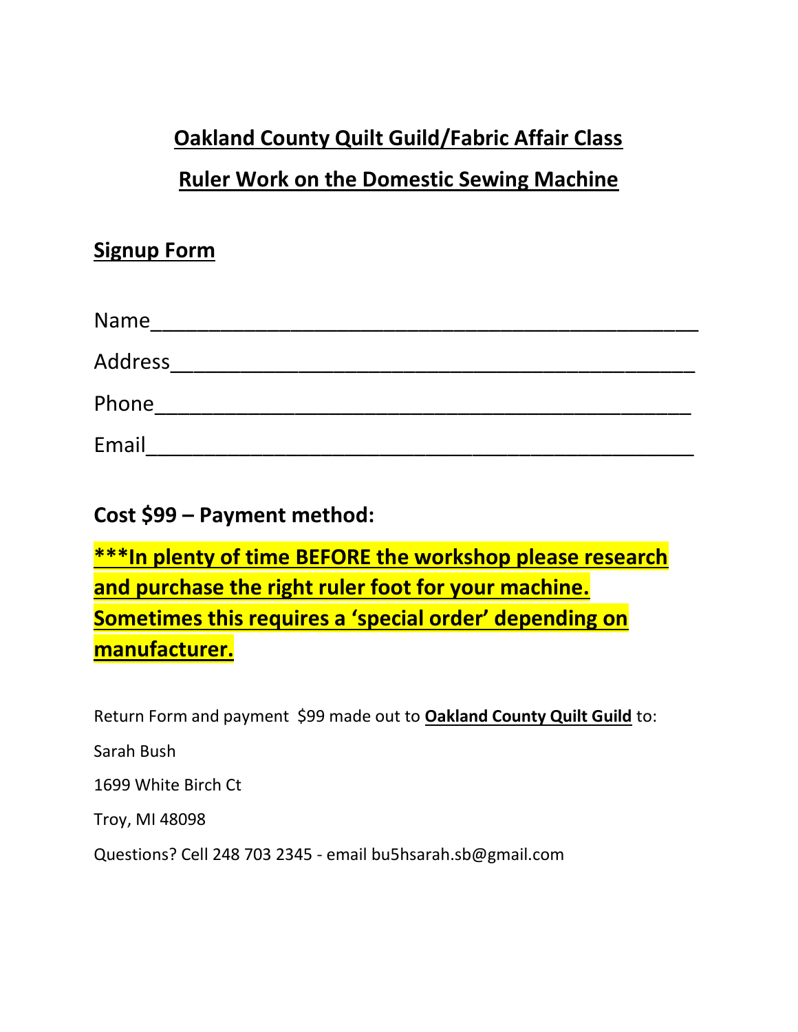**Oakland County Quilt Guild/Fabric Affair Class**

**Ruler Work on the Domestic Sewing Machine**

**Signup Form**

Name_____________________________________________

Address__________________________________________

Phone____________________________________________

Email____________________________________________

**Cost $99 – Payment method:**

**\*\*\*In plenty of time BEFORE the workshop please research and purchase the right ruler foot for your machine. Sometimes this requires a 'special order' depending on manufacturer.**

Return Form and payment $99 made out to **Oakland County Quilt Guild** to:

Sarah Bush

1699 White Birch Ct

Troy, MI 48098

Questions? Cell 248 703 2345 - email bu5hsarah.sb@gmail.com